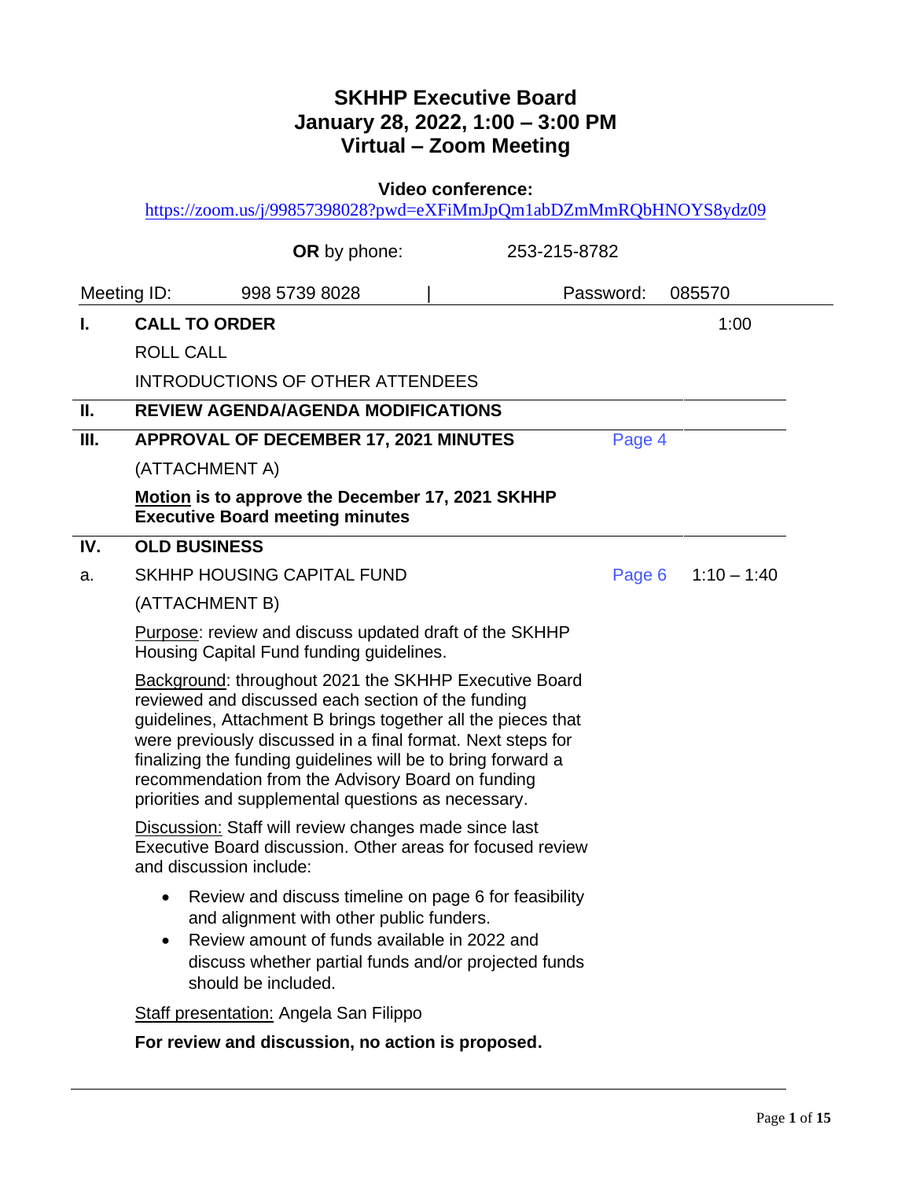# SKHHP Executive Board
## January 28, 2022, 1:00 – 3:00 PM
## Virtual – Zoom Meeting

**Video conference:**
https://zoom.us/j/99857398028?pwd=eXFiMmJpQm1abDZmMmRQbHNOYS8ydz09

**OR** by phone: 253-215-8782

Meeting ID: 998 5739 8028 | Password: 085570

| | | | |
|---|---|---|---|
| **I.** | **CALL TO ORDER** | | 1:00 |
| | ROLL CALL | | |
| | INTRODUCTIONS OF OTHER ATTENDEES | | |
| **II.** | **REVIEW AGENDA/AGENDA MODIFICATIONS** | | |
| **III.** | **APPROVAL OF DECEMBER 17, 2021 MINUTES** | Page 4 | |
| | (ATTACHMENT A) | | |
| | **Motion is to approve the December 17, 2021 SKHHP Executive Board meeting minutes** | | |
| **IV.** | **OLD BUSINESS** | | |
| a. | SKHHP HOUSING CAPITAL FUND | Page 6 | 1:10 – 1:40 |
| | (ATTACHMENT B) | | |

Purpose: review and discuss updated draft of the SKHHP Housing Capital Fund funding guidelines.

Background: throughout 2021 the SKHHP Executive Board reviewed and discussed each section of the funding guidelines, Attachment B brings together all the pieces that were previously discussed in a final format. Next steps for finalizing the funding guidelines will be to bring forward a recommendation from the Advisory Board on funding priorities and supplemental questions as necessary.

Discussion: Staff will review changes made since last Executive Board discussion. Other areas for focused review and discussion include:

- Review and discuss timeline on page 6 for feasibility and alignment with other public funders.
- Review amount of funds available in 2022 and discuss whether partial funds and/or projected funds should be included.

Staff presentation: Angela San Filippo

**For review and discussion, no action is proposed.**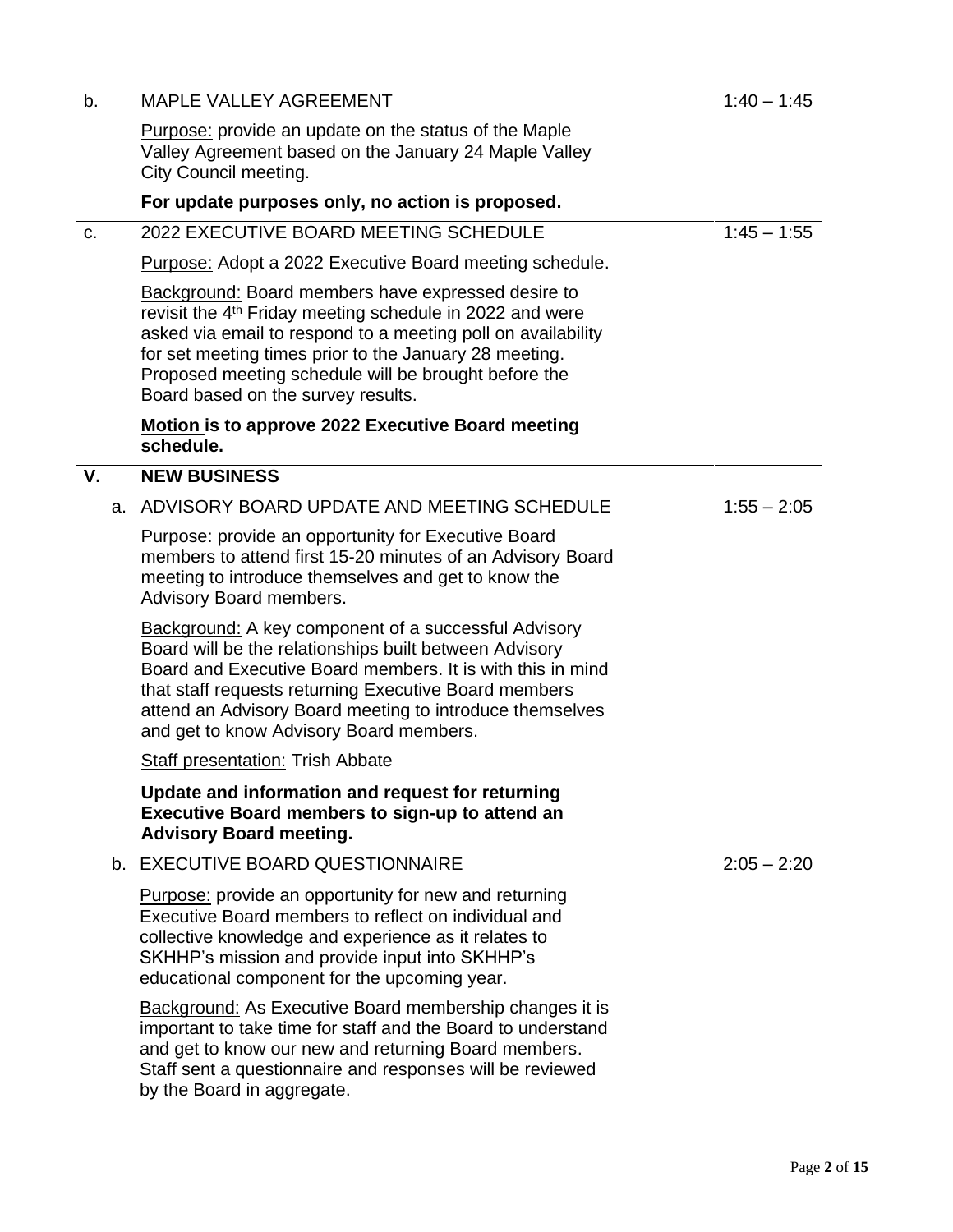b. MAPLE VALLEY AGREEMENT — 1:40 – 1:45

Purpose: provide an update on the status of the Maple Valley Agreement based on the January 24 Maple Valley City Council meeting.

**For update purposes only, no action is proposed.**

c. 2022 EXECUTIVE BOARD MEETING SCHEDULE — 1:45 – 1:55

Purpose: Adopt a 2022 Executive Board meeting schedule.

Background: Board members have expressed desire to revisit the 4th Friday meeting schedule in 2022 and were asked via email to respond to a meeting poll on availability for set meeting times prior to the January 28 meeting. Proposed meeting schedule will be brought before the Board based on the survey results.

**Motion is to approve 2022 Executive Board meeting schedule.**

## V. NEW BUSINESS

a. ADVISORY BOARD UPDATE AND MEETING SCHEDULE — 1:55 – 2:05

Purpose: provide an opportunity for Executive Board members to attend first 15-20 minutes of an Advisory Board meeting to introduce themselves and get to know the Advisory Board members.

Background: A key component of a successful Advisory Board will be the relationships built between Advisory Board and Executive Board members. It is with this in mind that staff requests returning Executive Board members attend an Advisory Board meeting to introduce themselves and get to know Advisory Board members.

Staff presentation: Trish Abbate

**Update and information and request for returning Executive Board members to sign-up to attend an Advisory Board meeting.**

b. EXECUTIVE BOARD QUESTIONNAIRE — 2:05 – 2:20

Purpose: provide an opportunity for new and returning Executive Board members to reflect on individual and collective knowledge and experience as it relates to SKHHP's mission and provide input into SKHHP's educational component for the upcoming year.

Background: As Executive Board membership changes it is important to take time for staff and the Board to understand and get to know our new and returning Board members. Staff sent a questionnaire and responses will be reviewed by the Board in aggregate.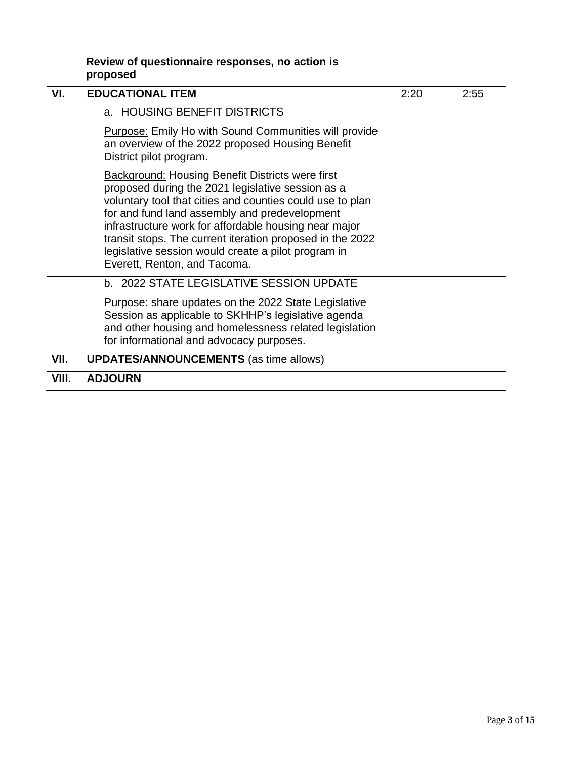**Review of questionnaire responses, no action is proposed**

| | | | |
|---|---|---|---|
| **VI.** | **EDUCATIONAL ITEM** | 2:20 | 2:55 |
| | a. HOUSING BENEFIT DISTRICTS<br><br>Purpose: Emily Ho with Sound Communities will provide an overview of the 2022 proposed Housing Benefit District pilot program.<br><br>Background: Housing Benefit Districts were first proposed during the 2021 legislative session as a voluntary tool that cities and counties could use to plan for and fund land assembly and predevelopment infrastructure work for affordable housing near major transit stops. The current iteration proposed in the 2022 legislative session would create a pilot program in Everett, Renton, and Tacoma. | | |
| | b. 2022 STATE LEGISLATIVE SESSION UPDATE<br><br>Purpose: share updates on the 2022 State Legislative Session as applicable to SKHHP's legislative agenda and other housing and homelessness related legislation for informational and advocacy purposes. | | |
| **VII.** | **UPDATES/ANNOUNCEMENTS** (as time allows) | | |
| **VIII.** | **ADJOURN** | | |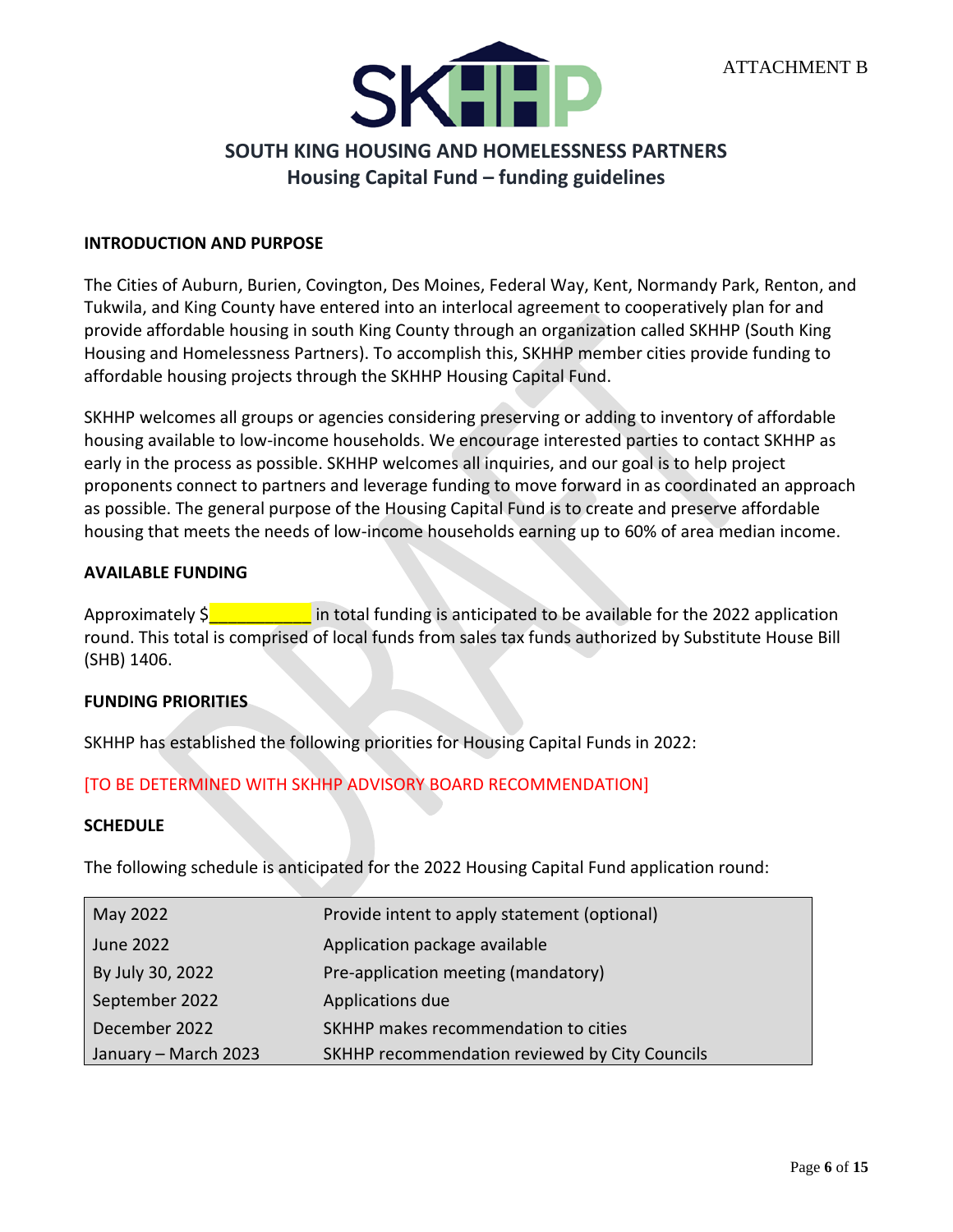ATTACHMENT B

# SOUTH KING HOUSING AND HOMELESSNESS PARTNERS
## Housing Capital Fund – funding guidelines

### INTRODUCTION AND PURPOSE

The Cities of Auburn, Burien, Covington, Des Moines, Federal Way, Kent, Normandy Park, Renton, and Tukwila, and King County have entered into an interlocal agreement to cooperatively plan for and provide affordable housing in south King County through an organization called SKHHP (South King Housing and Homelessness Partners). To accomplish this, SKHHP member cities provide funding to affordable housing projects through the SKHHP Housing Capital Fund.

SKHHP welcomes all groups or agencies considering preserving or adding to inventory of affordable housing available to low-income households. We encourage interested parties to contact SKHHP as early in the process as possible. SKHHP welcomes all inquiries, and our goal is to help project proponents connect to partners and leverage funding to move forward in as coordinated an approach as possible. The general purpose of the Housing Capital Fund is to create and preserve affordable housing that meets the needs of low-income households earning up to 60% of area median income.

### AVAILABLE FUNDING

Approximately $__________ in total funding is anticipated to be available for the 2022 application round. This total is comprised of local funds from sales tax funds authorized by Substitute House Bill (SHB) 1406.

### FUNDING PRIORITIES

SKHHP has established the following priorities for Housing Capital Funds in 2022:

[TO BE DETERMINED WITH SKHHP ADVISORY BOARD RECOMMENDATION]

### SCHEDULE

The following schedule is anticipated for the 2022 Housing Capital Fund application round:

| | |
|---|---|
| May 2022 | Provide intent to apply statement (optional) |
| June 2022 | Application package available |
| By July 30, 2022 | Pre-application meeting (mandatory) |
| September 2022 | Applications due |
| December 2022 | SKHHP makes recommendation to cities |
| January – March 2023 | SKHHP recommendation reviewed by City Councils |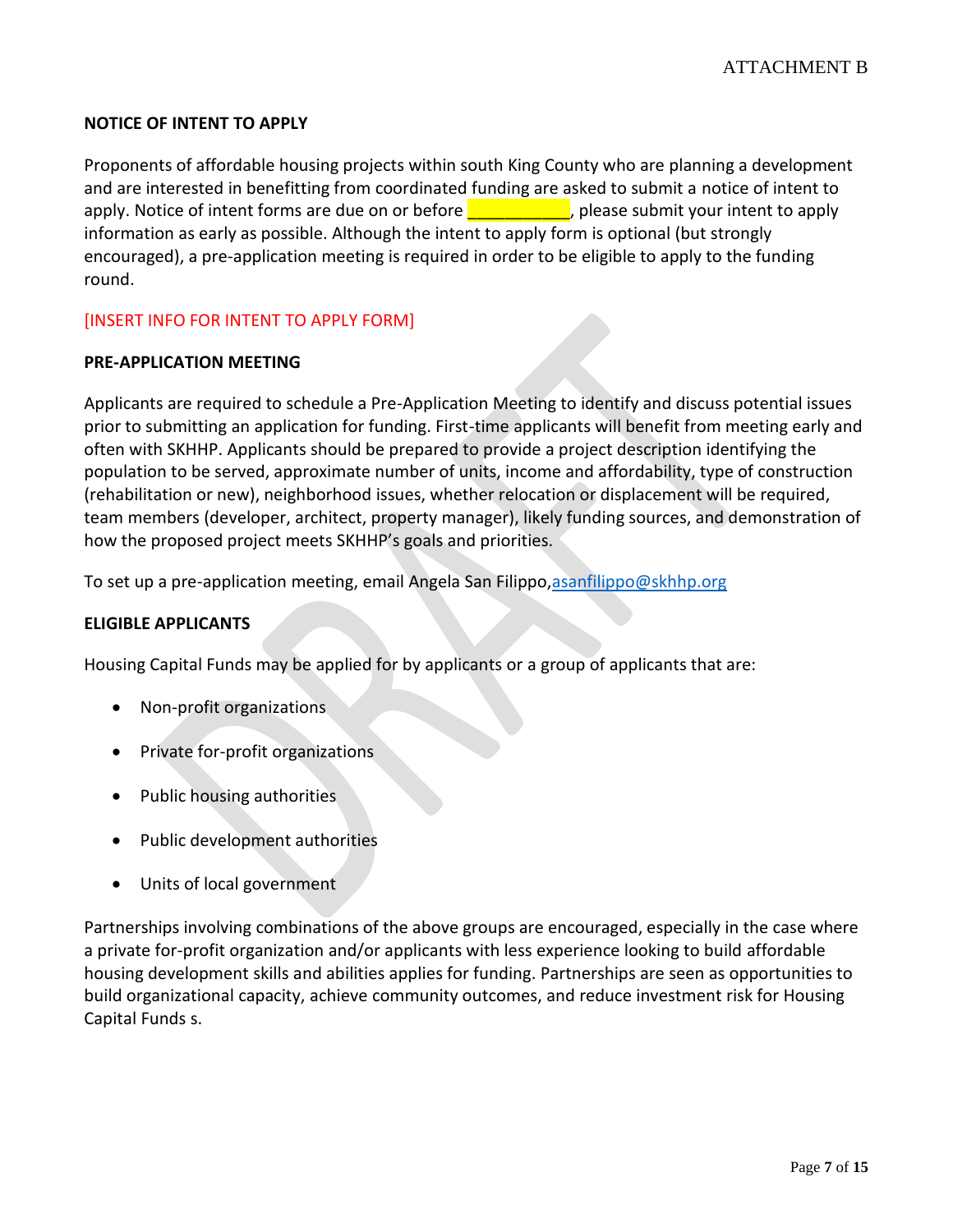## NOTICE OF INTENT TO APPLY

Proponents of affordable housing projects within south King County who are planning a development and are interested in benefitting from coordinated funding are asked to submit a notice of intent to apply. Notice of intent forms are due on or before ___________, please submit your intent to apply information as early as possible. Although the intent to apply form is optional (but strongly encouraged), a pre-application meeting is required in order to be eligible to apply to the funding round.

[INSERT INFO FOR INTENT TO APPLY FORM]

## PRE-APPLICATION MEETING

Applicants are required to schedule a Pre-Application Meeting to identify and discuss potential issues prior to submitting an application for funding. First-time applicants will benefit from meeting early and often with SKHHP. Applicants should be prepared to provide a project description identifying the population to be served, approximate number of units, income and affordability, type of construction (rehabilitation or new), neighborhood issues, whether relocation or displacement will be required, team members (developer, architect, property manager), likely funding sources, and demonstration of how the proposed project meets SKHHP's goals and priorities.

To set up a pre-application meeting, email Angela San Filippo,asanfilippo@skhhp.org

## ELIGIBLE APPLICANTS

Housing Capital Funds may be applied for by applicants or a group of applicants that are:

- Non-profit organizations
- Private for-profit organizations
- Public housing authorities
- Public development authorities
- Units of local government

Partnerships involving combinations of the above groups are encouraged, especially in the case where a private for-profit organization and/or applicants with less experience looking to build affordable housing development skills and abilities applies for funding. Partnerships are seen as opportunities to build organizational capacity, achieve community outcomes, and reduce investment risk for Housing Capital Funds s.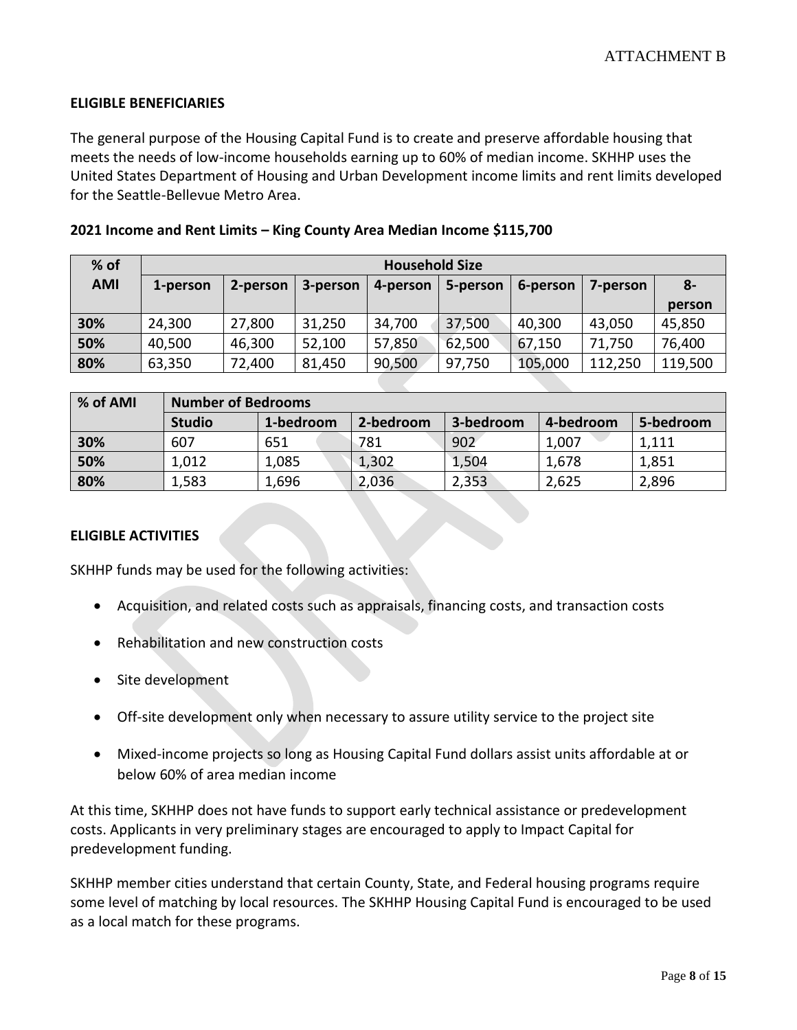ATTACHMENT B

**ELIGIBLE BENEFICIARIES**

The general purpose of the Housing Capital Fund is to create and preserve affordable housing that meets the needs of low-income households earning up to 60% of median income. SKHHP uses the United States Department of Housing and Urban Development income limits and rent limits developed for the Seattle-Bellevue Metro Area.

**2021 Income and Rent Limits – King County Area Median Income $115,700**

| % of AMI | Household Size | | | | | | | |
|---|---|---|---|---|---|---|---|---|
| | 1-person | 2-person | 3-person | 4-person | 5-person | 6-person | 7-person | 8-person |
| **30%** | 24,300 | 27,800 | 31,250 | 34,700 | 37,500 | 40,300 | 43,050 | 45,850 |
| **50%** | 40,500 | 46,300 | 52,100 | 57,850 | 62,500 | 67,150 | 71,750 | 76,400 |
| **80%** | 63,350 | 72,400 | 81,450 | 90,500 | 97,750 | 105,000 | 112,250 | 119,500 |

| % of AMI | Number of Bedrooms | | | | | |
|---|---|---|---|---|---|---|
| | Studio | 1-bedroom | 2-bedroom | 3-bedroom | 4-bedroom | 5-bedroom |
| **30%** | 607 | 651 | 781 | 902 | 1,007 | 1,111 |
| **50%** | 1,012 | 1,085 | 1,302 | 1,504 | 1,678 | 1,851 |
| **80%** | 1,583 | 1,696 | 2,036 | 2,353 | 2,625 | 2,896 |

**ELIGIBLE ACTIVITIES**

SKHHP funds may be used for the following activities:

- Acquisition, and related costs such as appraisals, financing costs, and transaction costs
- Rehabilitation and new construction costs
- Site development
- Off-site development only when necessary to assure utility service to the project site
- Mixed-income projects so long as Housing Capital Fund dollars assist units affordable at or below 60% of area median income

At this time, SKHHP does not have funds to support early technical assistance or predevelopment costs. Applicants in very preliminary stages are encouraged to apply to Impact Capital for predevelopment funding.

SKHHP member cities understand that certain County, State, and Federal housing programs require some level of matching by local resources. The SKHHP Housing Capital Fund is encouraged to be used as a local match for these programs.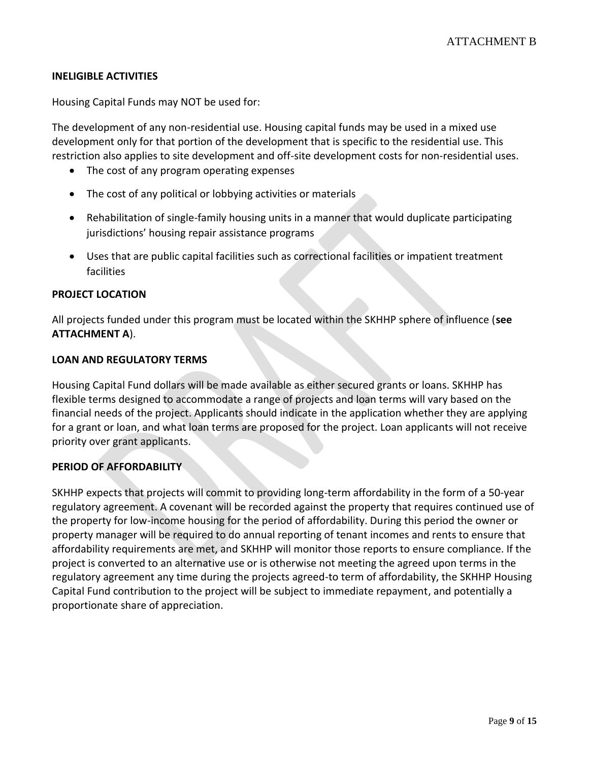## INELIGIBLE ACTIVITIES

Housing Capital Funds may NOT be used for:

The development of any non-residential use. Housing capital funds may be used in a mixed use development only for that portion of the development that is specific to the residential use. This restriction also applies to site development and off-site development costs for non-residential uses.

- The cost of any program operating expenses
- The cost of any political or lobbying activities or materials
- Rehabilitation of single-family housing units in a manner that would duplicate participating jurisdictions' housing repair assistance programs
- Uses that are public capital facilities such as correctional facilities or impatient treatment facilities

## PROJECT LOCATION

All projects funded under this program must be located within the SKHHP sphere of influence (**see ATTACHMENT A**).

## LOAN AND REGULATORY TERMS

Housing Capital Fund dollars will be made available as either secured grants or loans. SKHHP has flexible terms designed to accommodate a range of projects and loan terms will vary based on the financial needs of the project. Applicants should indicate in the application whether they are applying for a grant or loan, and what loan terms are proposed for the project. Loan applicants will not receive priority over grant applicants.

## PERIOD OF AFFORDABILITY

SKHHP expects that projects will commit to providing long-term affordability in the form of a 50-year regulatory agreement. A covenant will be recorded against the property that requires continued use of the property for low-income housing for the period of affordability. During this period the owner or property manager will be required to do annual reporting of tenant incomes and rents to ensure that affordability requirements are met, and SKHHP will monitor those reports to ensure compliance. If the project is converted to an alternative use or is otherwise not meeting the agreed upon terms in the regulatory agreement any time during the projects agreed-to term of affordability, the SKHHP Housing Capital Fund contribution to the project will be subject to immediate repayment, and potentially a proportionate share of appreciation.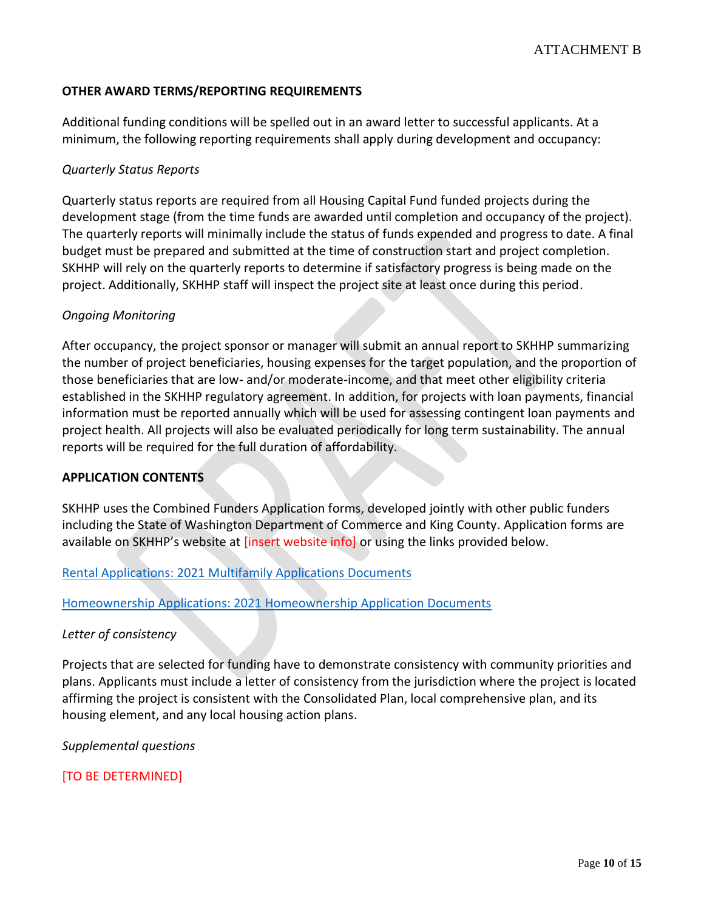## OTHER AWARD TERMS/REPORTING REQUIREMENTS

Additional funding conditions will be spelled out in an award letter to successful applicants. At a minimum, the following reporting requirements shall apply during development and occupancy:

*Quarterly Status Reports*

Quarterly status reports are required from all Housing Capital Fund funded projects during the development stage (from the time funds are awarded until completion and occupancy of the project). The quarterly reports will minimally include the status of funds expended and progress to date. A final budget must be prepared and submitted at the time of construction start and project completion. SKHHP will rely on the quarterly reports to determine if satisfactory progress is being made on the project. Additionally, SKHHP staff will inspect the project site at least once during this period.

*Ongoing Monitoring*

After occupancy, the project sponsor or manager will submit an annual report to SKHHP summarizing the number of project beneficiaries, housing expenses for the target population, and the proportion of those beneficiaries that are low- and/or moderate-income, and that meet other eligibility criteria established in the SKHHP regulatory agreement. In addition, for projects with loan payments, financial information must be reported annually which will be used for assessing contingent loan payments and project health. All projects will also be evaluated periodically for long term sustainability. The annual reports will be required for the full duration of affordability.

## APPLICATION CONTENTS

SKHHP uses the Combined Funders Application forms, developed jointly with other public funders including the State of Washington Department of Commerce and King County. Application forms are available on SKHHP's website at [insert website info] or using the links provided below.

Rental Applications: 2021 Multifamily Applications Documents

Homeownership Applications: 2021 Homeownership Application Documents

*Letter of consistency*

Projects that are selected for funding have to demonstrate consistency with community priorities and plans. Applicants must include a letter of consistency from the jurisdiction where the project is located affirming the project is consistent with the Consolidated Plan, local comprehensive plan, and its housing element, and any local housing action plans.

*Supplemental questions*

[TO BE DETERMINED]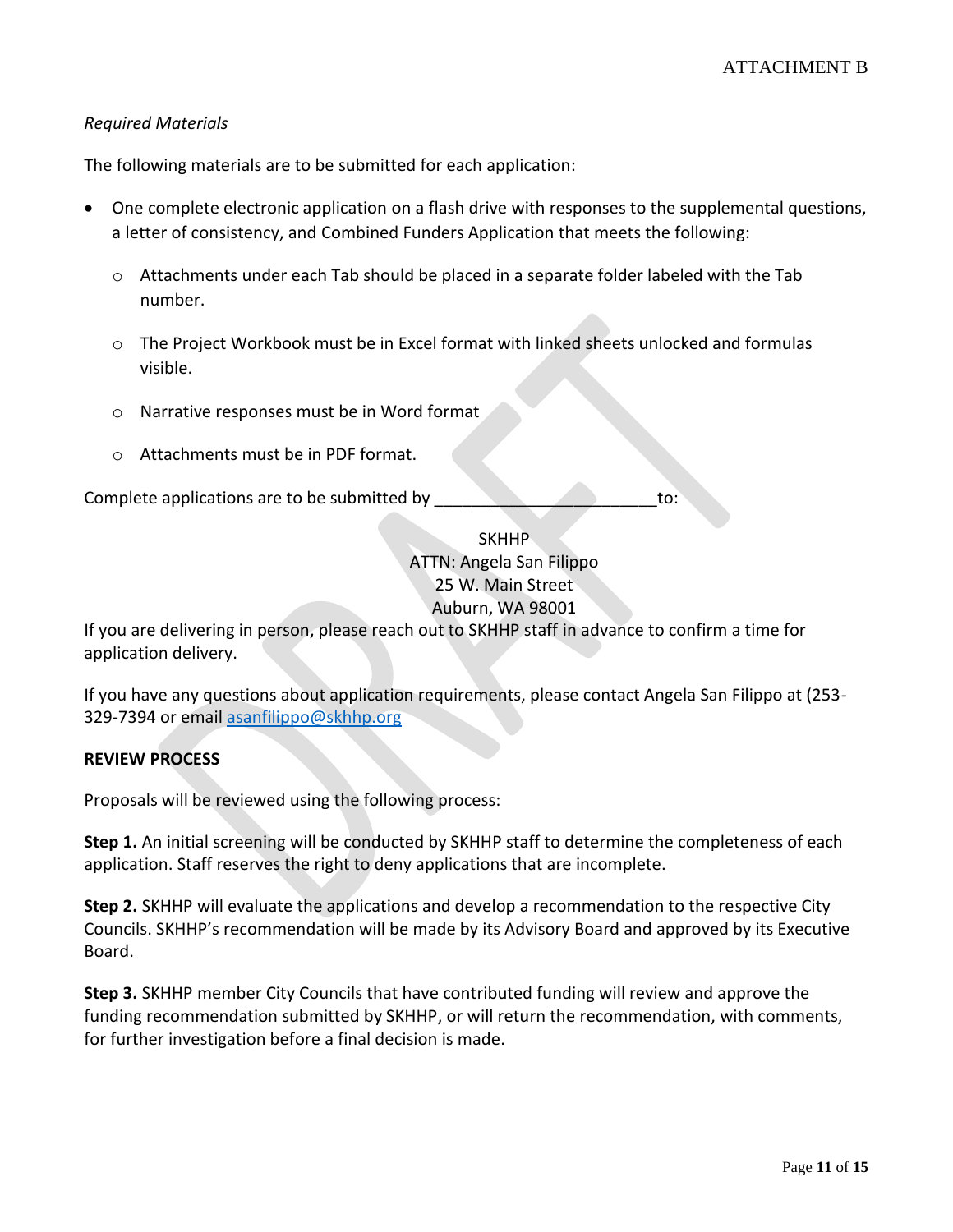*Required Materials*

The following materials are to be submitted for each application:

- One complete electronic application on a flash drive with responses to the supplemental questions, a letter of consistency, and Combined Funders Application that meets the following:
  - Attachments under each Tab should be placed in a separate folder labeled with the Tab number.
  - The Project Workbook must be in Excel format with linked sheets unlocked and formulas visible.
  - Narrative responses must be in Word format
  - Attachments must be in PDF format.

Complete applications are to be submitted by ________________________to:

SKHHP
ATTN: Angela San Filippo
25 W. Main Street
Auburn, WA 98001

If you are delivering in person, please reach out to SKHHP staff in advance to confirm a time for application delivery.

If you have any questions about application requirements, please contact Angela San Filippo at (253-329-7394 or email [asanfilippo@skhhp.org](mailto:asanfilippo@skhhp.org)

**REVIEW PROCESS**

Proposals will be reviewed using the following process:

**Step 1.** An initial screening will be conducted by SKHHP staff to determine the completeness of each application. Staff reserves the right to deny applications that are incomplete.

**Step 2.** SKHHP will evaluate the applications and develop a recommendation to the respective City Councils. SKHHP's recommendation will be made by its Advisory Board and approved by its Executive Board.

**Step 3.** SKHHP member City Councils that have contributed funding will review and approve the funding recommendation submitted by SKHHP, or will return the recommendation, with comments, for further investigation before a final decision is made.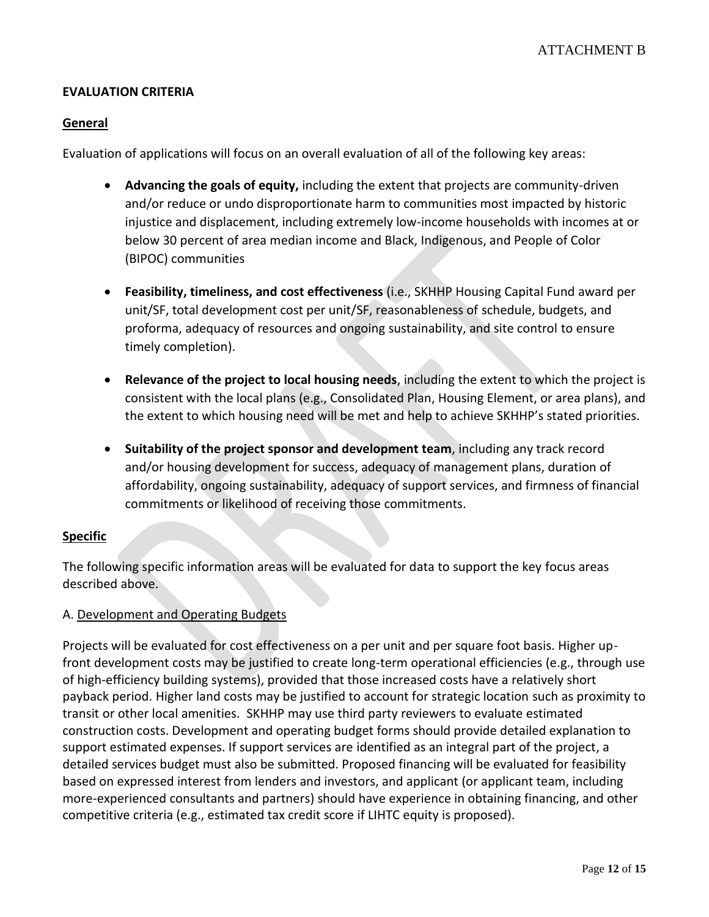ATTACHMENT B

## EVALUATION CRITERIA

### General

Evaluation of applications will focus on an overall evaluation of all of the following key areas:

- **Advancing the goals of equity,** including the extent that projects are community-driven and/or reduce or undo disproportionate harm to communities most impacted by historic injustice and displacement, including extremely low-income households with incomes at or below 30 percent of area median income and Black, Indigenous, and People of Color (BIPOC) communities

- **Feasibility, timeliness, and cost effectiveness** (i.e., SKHHP Housing Capital Fund award per unit/SF, total development cost per unit/SF, reasonableness of schedule, budgets, and proforma, adequacy of resources and ongoing sustainability, and site control to ensure timely completion).

- **Relevance of the project to local housing needs**, including the extent to which the project is consistent with the local plans (e.g., Consolidated Plan, Housing Element, or area plans), and the extent to which housing need will be met and help to achieve SKHHP's stated priorities.

- **Suitability of the project sponsor and development team**, including any track record and/or housing development for success, adequacy of management plans, duration of affordability, ongoing sustainability, adequacy of support services, and firmness of financial commitments or likelihood of receiving those commitments.

### Specific

The following specific information areas will be evaluated for data to support the key focus areas described above.

A. Development and Operating Budgets

Projects will be evaluated for cost effectiveness on a per unit and per square foot basis. Higher up-front development costs may be justified to create long-term operational efficiencies (e.g., through use of high-efficiency building systems), provided that those increased costs have a relatively short payback period. Higher land costs may be justified to account for strategic location such as proximity to transit or other local amenities. SKHHP may use third party reviewers to evaluate estimated construction costs. Development and operating budget forms should provide detailed explanation to support estimated expenses. If support services are identified as an integral part of the project, a detailed services budget must also be submitted. Proposed financing will be evaluated for feasibility based on expressed interest from lenders and investors, and applicant (or applicant team, including more-experienced consultants and partners) should have experience in obtaining financing, and other competitive criteria (e.g., estimated tax credit score if LIHTC equity is proposed).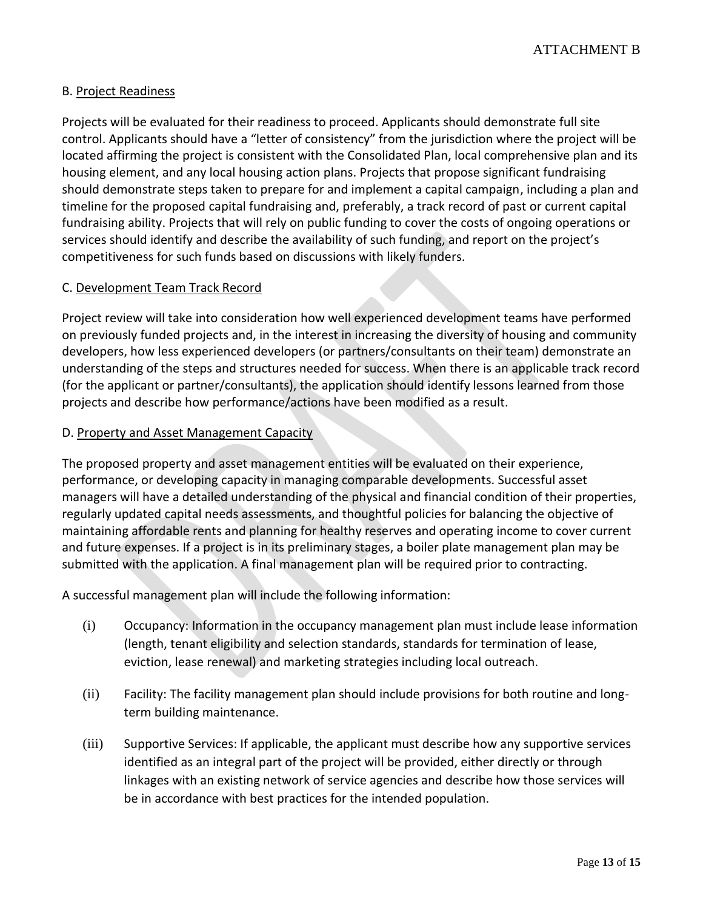B. Project Readiness

Projects will be evaluated for their readiness to proceed. Applicants should demonstrate full site control. Applicants should have a "letter of consistency" from the jurisdiction where the project will be located affirming the project is consistent with the Consolidated Plan, local comprehensive plan and its housing element, and any local housing action plans. Projects that propose significant fundraising should demonstrate steps taken to prepare for and implement a capital campaign, including a plan and timeline for the proposed capital fundraising and, preferably, a track record of past or current capital fundraising ability. Projects that will rely on public funding to cover the costs of ongoing operations or services should identify and describe the availability of such funding, and report on the project's competitiveness for such funds based on discussions with likely funders.

C. Development Team Track Record

Project review will take into consideration how well experienced development teams have performed on previously funded projects and, in the interest in increasing the diversity of housing and community developers, how less experienced developers (or partners/consultants on their team) demonstrate an understanding of the steps and structures needed for success. When there is an applicable track record (for the applicant or partner/consultants), the application should identify lessons learned from those projects and describe how performance/actions have been modified as a result.

D. Property and Asset Management Capacity

The proposed property and asset management entities will be evaluated on their experience, performance, or developing capacity in managing comparable developments. Successful asset managers will have a detailed understanding of the physical and financial condition of their properties, regularly updated capital needs assessments, and thoughtful policies for balancing the objective of maintaining affordable rents and planning for healthy reserves and operating income to cover current and future expenses. If a project is in its preliminary stages, a boiler plate management plan may be submitted with the application. A final management plan will be required prior to contracting.

A successful management plan will include the following information:

(i) Occupancy: Information in the occupancy management plan must include lease information (length, tenant eligibility and selection standards, standards for termination of lease, eviction, lease renewal) and marketing strategies including local outreach.

(ii) Facility: The facility management plan should include provisions for both routine and long-term building maintenance.

(iii) Supportive Services: If applicable, the applicant must describe how any supportive services identified as an integral part of the project will be provided, either directly or through linkages with an existing network of service agencies and describe how those services will be in accordance with best practices for the intended population.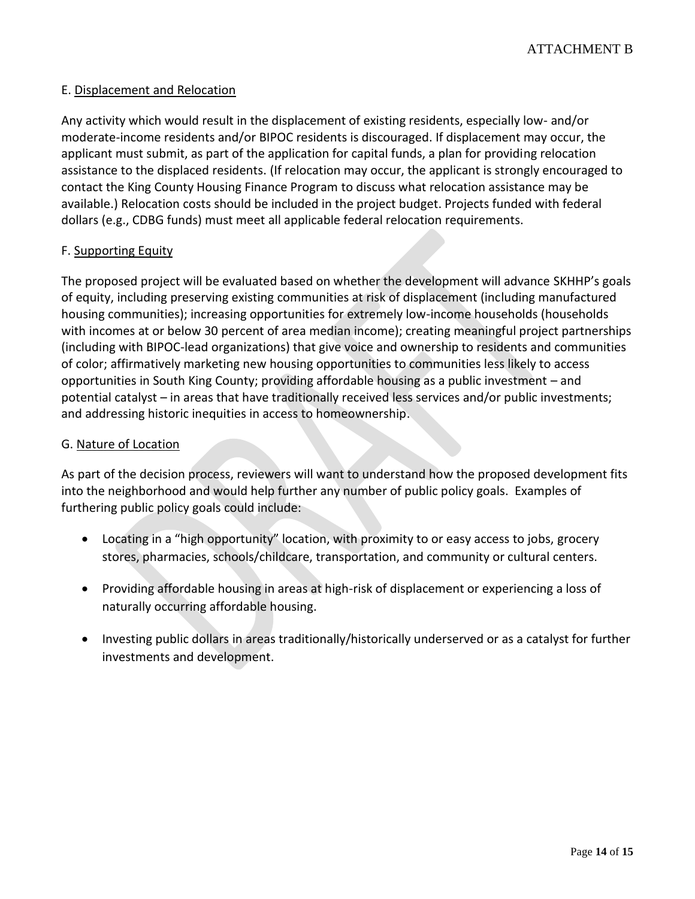E. Displacement and Relocation

Any activity which would result in the displacement of existing residents, especially low- and/or moderate-income residents and/or BIPOC residents is discouraged. If displacement may occur, the applicant must submit, as part of the application for capital funds, a plan for providing relocation assistance to the displaced residents. (If relocation may occur, the applicant is strongly encouraged to contact the King County Housing Finance Program to discuss what relocation assistance may be available.) Relocation costs should be included in the project budget. Projects funded with federal dollars (e.g., CDBG funds) must meet all applicable federal relocation requirements.

F. Supporting Equity

The proposed project will be evaluated based on whether the development will advance SKHHP's goals of equity, including preserving existing communities at risk of displacement (including manufactured housing communities); increasing opportunities for extremely low-income households (households with incomes at or below 30 percent of area median income); creating meaningful project partnerships (including with BIPOC-lead organizations) that give voice and ownership to residents and communities of color; affirmatively marketing new housing opportunities to communities less likely to access opportunities in South King County; providing affordable housing as a public investment – and potential catalyst – in areas that have traditionally received less services and/or public investments; and addressing historic inequities in access to homeownership.

G. Nature of Location

As part of the decision process, reviewers will want to understand how the proposed development fits into the neighborhood and would help further any number of public policy goals. Examples of furthering public policy goals could include:

- Locating in a "high opportunity" location, with proximity to or easy access to jobs, grocery stores, pharmacies, schools/childcare, transportation, and community or cultural centers.

- Providing affordable housing in areas at high-risk of displacement or experiencing a loss of naturally occurring affordable housing.

- Investing public dollars in areas traditionally/historically underserved or as a catalyst for further investments and development.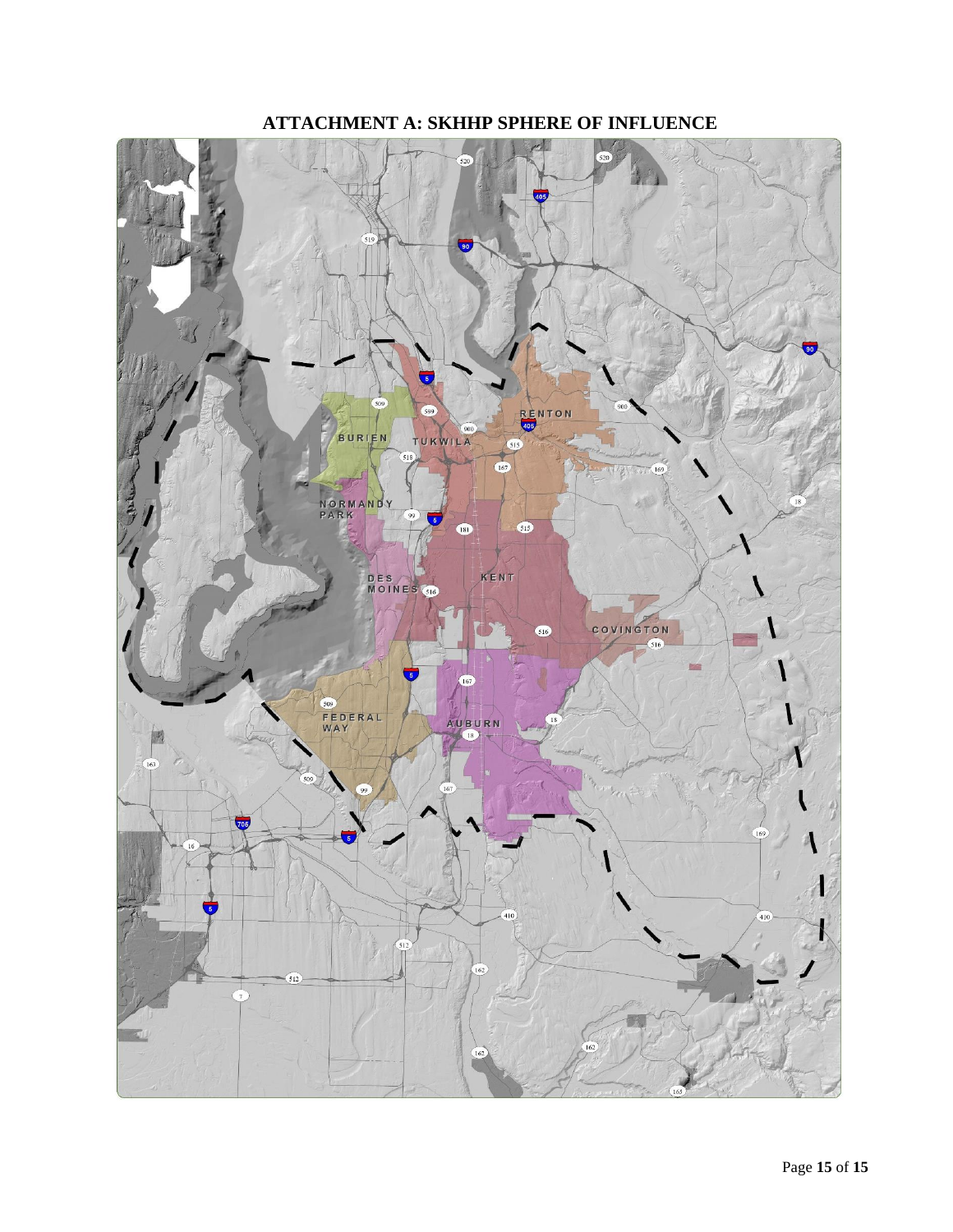# ATTACHMENT A: SKHHP SPHERE OF INFLUENCE

BURIEN

TUKWILA

RENTON

NORMANDY PARK

DES MOINES

KENT

COVINGTON

FEDERAL WAY

AUBURN